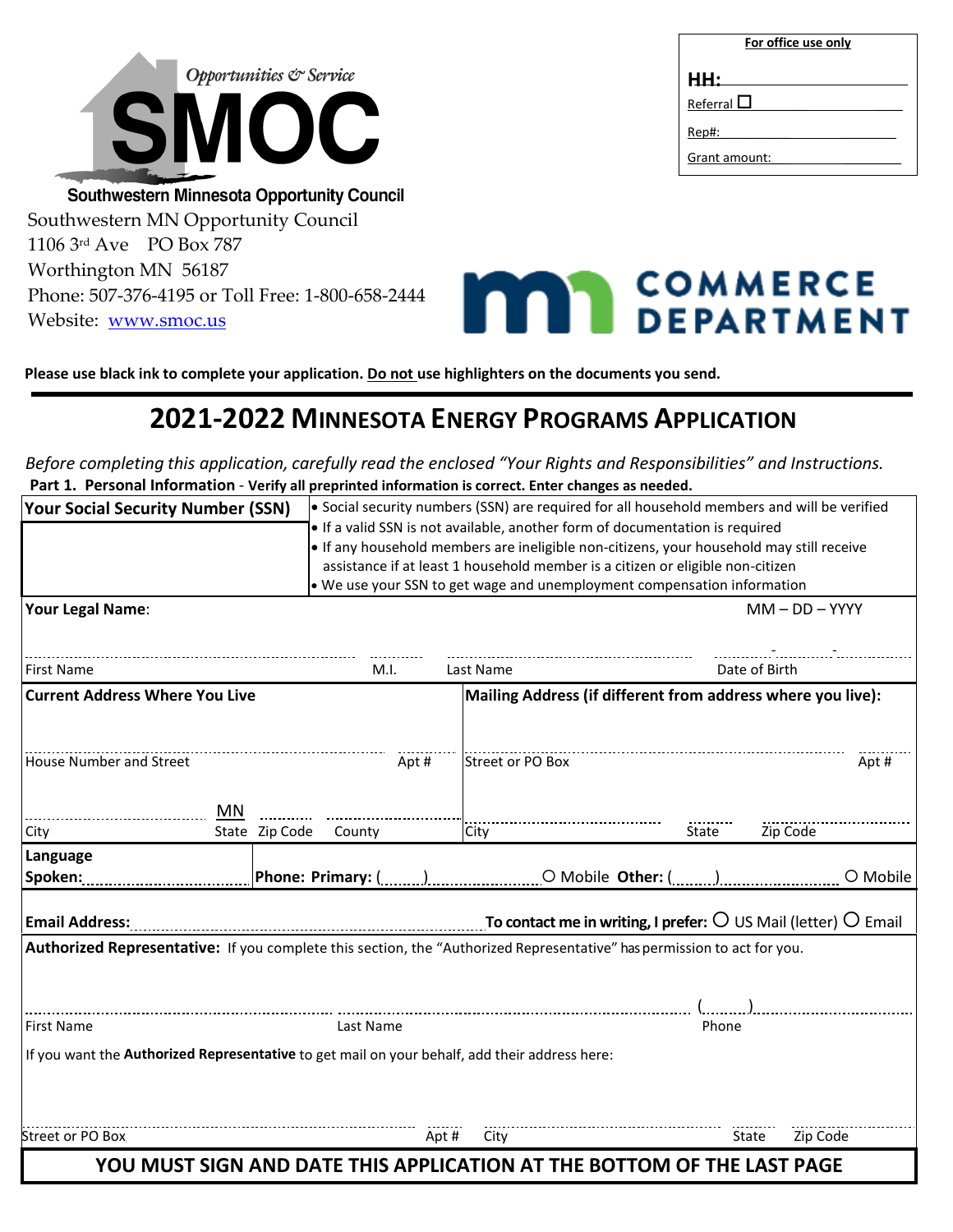Opportunities & Service

**SMOC**

**Southwestern Minnesota Opportunity Council**

Southwestern MN Opportunity Council
1106 3rd Ave PO Box 787
Worthington MN 56187
Phone: 507-376-4195 or Toll Free: 1-800-658-2444
Website: www.smoc.us

| For office use only |
|---|
| HH: |
| Referral ☐ |
| Rep#: |
| Grant amount: |

mn COMMERCE DEPARTMENT

**Please use black ink to complete your application. Do not use highlighters on the documents you send.**

# 2021-2022 MINNESOTA ENERGY PROGRAMS APPLICATION

*Before completing this application, carefully read the enclosed "Your Rights and Responsibilities" and Instructions.*

**Part 1. Personal Information** - **Verify all preprinted information is correct. Enter changes as needed.**

| Your Social Security Number (SSN) | |
|---|---|
| | • Social security numbers (SSN) are required for all household members and will be verified<br>• If a valid SSN is not available, another form of documentation is required<br>• If any household members are ineligible non-citizens, your household may still receive assistance if at least 1 household member is a citizen or eligible non-citizen<br>• We use your SSN to get wage and unemployment compensation information |

**Your Legal Name**: MM – DD – YYYY

First Name ______ M.I. ______ Last Name ______ Date of Birth ___-___-___

| Current Address Where You Live | Mailing Address (if different from address where you live): |
|---|---|
| House Number and Street ______ Apt # ______ | Street or PO Box ______ Apt # ______ |
| City ______ State MN Zip Code ______ County ______ | City ______ State ______ Zip Code ______ |

**Language Spoken:** ______ **Phone: Primary:** (____) ______ ○ Mobile **Other:** (____) ______ ○ Mobile

**Email Address:** ______ **To contact me in writing, I prefer:** ○ US Mail (letter) ○ Email

**Authorized Representative:** If you complete this section, the "Authorized Representative" has permission to act for you.

First Name ______ Last Name ______ Phone (____) ______

If you want the **Authorized Representative** to get mail on your behalf, add their address here:

Street or PO Box ______ Apt # ______ City ______ State ______ Zip Code ______

**YOU MUST SIGN AND DATE THIS APPLICATION AT THE BOTTOM OF THE LAST PAGE**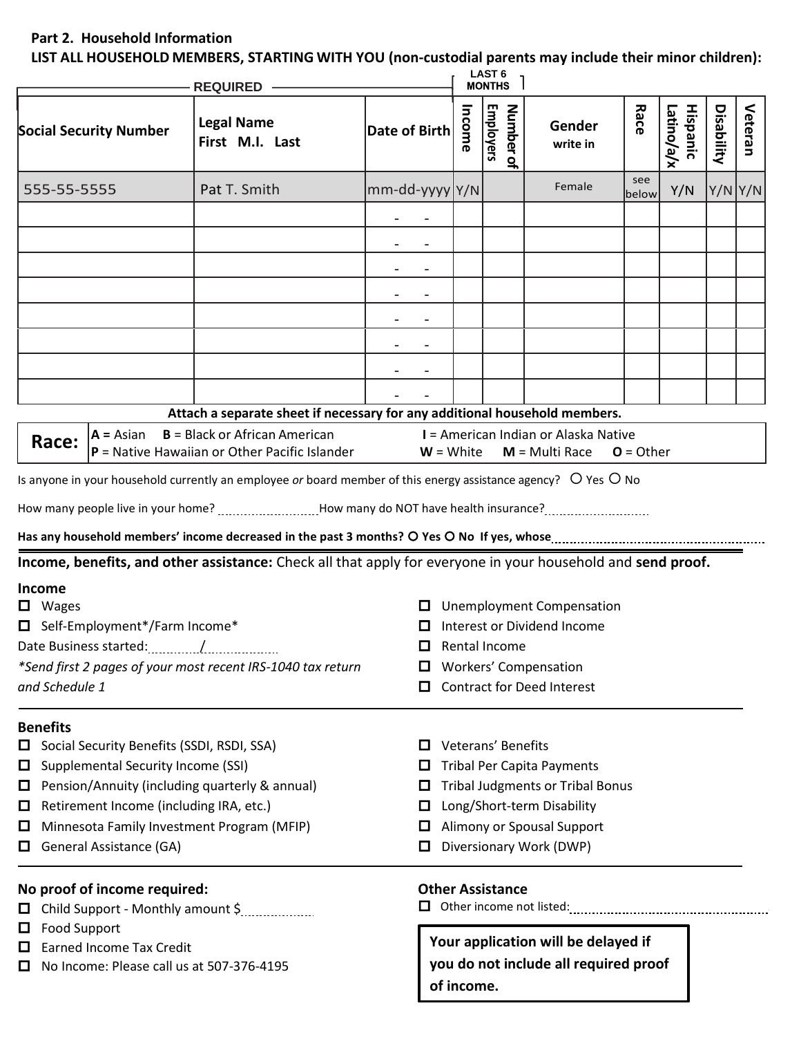**Part 2. Household Information**

**LIST ALL HOUSEHOLD MEMBERS, STARTING WITH YOU (non-custodial parents may include their minor children):**

| REQUIRED | | | LAST 6 MONTHS | | | | | | |
|---|---|---|---|---|---|---|---|---|---|
| **Social Security Number** | **Legal Name** First M.I. Last | **Date of Birth** | **Income** | **Number of Employers** | **Gender** write in | **Race** | **Hispanic Latino/a/x** | **Disability** | **Veteran** |
| 555-55-5555 | Pat T. Smith | mm-dd-yyyy | Y/N | | Female | see below | Y/N | Y/N | Y/N |
| | | - - | | | | | | | |
| | | - - | | | | | | | |
| | | - - | | | | | | | |
| | | - - | | | | | | | |
| | | - - | | | | | | | |
| | | - - | | | | | | | |
| | | - - | | | | | | | |
| | | - - | | | | | | | |

**Attach a separate sheet if necessary for any additional household members.**

**Race:** **A** = Asian **B** = Black or African American **I** = American Indian or Alaska Native **P** = Native Hawaiian or Other Pacific Islander **W** = White **M** = Multi Race **O** = Other

Is anyone in your household currently an employee *or* board member of this energy assistance agency? ○ Yes ○ No

How many people live in your home? ________ How many do NOT have health insurance? ________

**Has any household members' income decreased in the past 3 months? ○ Yes ○ No If yes, whose** ________

**Income, benefits, and other assistance:** Check all that apply for everyone in your household and **send proof.**

**Income**

- ☐ Wages
- ☐ Self-Employment*/Farm Income*

Date Business started: ____/______

*\*Send first 2 pages of your most recent IRS-1040 tax return and Schedule 1*

- ☐ Unemployment Compensation
- ☐ Interest or Dividend Income
- ☐ Rental Income
- ☐ Workers' Compensation
- ☐ Contract for Deed Interest

**Benefits**

- ☐ Social Security Benefits (SSDI, RSDI, SSA)
- ☐ Supplemental Security Income (SSI)
- ☐ Pension/Annuity (including quarterly & annual)
- ☐ Retirement Income (including IRA, etc.)
- ☐ Minnesota Family Investment Program (MFIP)
- ☐ General Assistance (GA)
- ☐ Veterans' Benefits
- ☐ Tribal Per Capita Payments
- ☐ Tribal Judgments or Tribal Bonus
- ☐ Long/Short-term Disability
- ☐ Alimony or Spousal Support
- ☐ Diversionary Work (DWP)

**No proof of income required:**

- ☐ Child Support - Monthly amount $________
- ☐ Food Support
- ☐ Earned Income Tax Credit
- ☐ No Income: Please call us at 507-376-4195

**Other Assistance**

- ☐ Other income not listed: ________

**Your application will be delayed if you do not include all required proof of income.**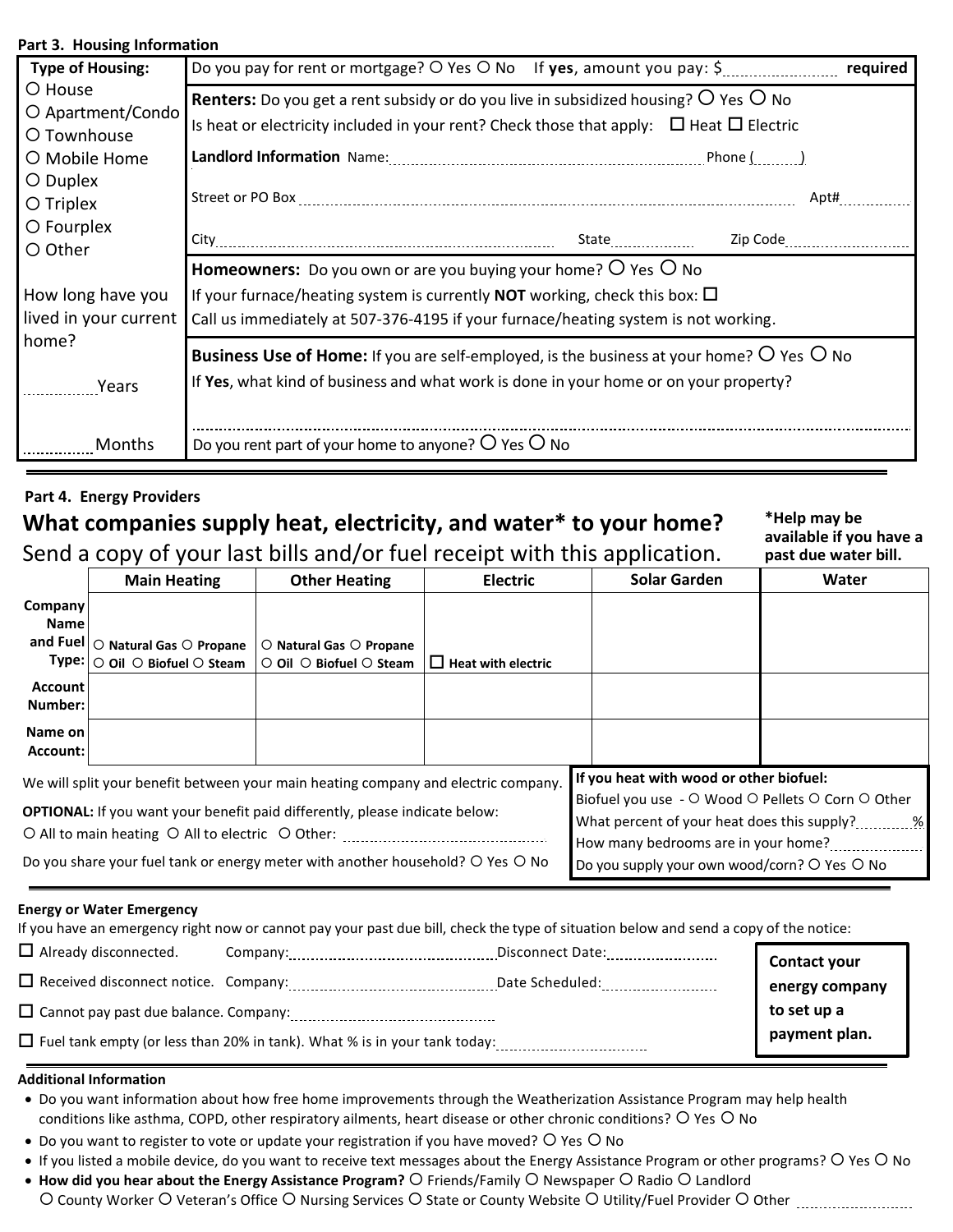**Part 3. Housing Information**

| Type of Housing: | Do you pay for rent or mortgage? ○ Yes ○ No If **yes**, amount you pay: $__________ **required** |
|---|---|
| ○ House<br>○ Apartment/Condo<br>○ Townhouse<br>○ Mobile Home<br>○ Duplex<br>○ Triplex<br>○ Fourplex<br>○ Other | **Renters:** Do you get a rent subsidy or do you live in subsidized housing? ○ Yes ○ No<br>Is heat or electricity included in your rent? Check those that apply: ☐ Heat ☐ Electric<br>**Landlord Information** Name:__________ Phone (____)<br>Street or PO Box__________ Apt#______<br>City__________ State______ Zip Code______ |
| How long have you lived in your current home? | **Homeowners:** Do you own or are you buying your home? ○ Yes ○ No<br>If your furnace/heating system is currently **NOT** working, check this box: ☐<br>Call us immediately at 507-376-4195 if your furnace/heating system is not working. |
| ______Years<br>______Months | **Business Use of Home:** If you are self-employed, is the business at your home? ○ Yes ○ No<br>If **Yes**, what kind of business and what work is done in your home or on your property?<br>__________<br>Do you rent part of your home to anyone? ○ Yes ○ No |

**Part 4. Energy Providers**

## What companies supply heat, electricity, and water* to your home?

Send a copy of your last bills and/or fuel receipt with this application.

***Help may be available if you have a past due water bill.**

| | Main Heating | Other Heating | Electric | Solar Garden | Water |
|---|---|---|---|---|---|
| **Company Name and Fuel Type:** | ○ **Natural Gas** ○ **Propane** ○ **Oil** ○ **Biofuel** ○ **Steam** | ○ **Natural Gas** ○ **Propane** ○ **Oil** ○ **Biofuel** ○ **Steam** | ☐ **Heat with electric** | | |
| **Account Number:** | | | | | |
| **Name on Account:** | | | | | |

We will split your benefit between your main heating company and electric company.

**OPTIONAL:** If you want your benefit paid differently, please indicate below:
○ All to main heating ○ All to electric ○ Other: __________

Do you share your fuel tank or energy meter with another household? ○ Yes ○ No

**If you heat with wood or other biofuel:**
Biofuel you use - ○ Wood ○ Pellets ○ Corn ○ Other
What percent of your heat does this supply?______%
How many bedrooms are in your home?______
Do you supply your own wood/corn? ○ Yes ○ No

**Energy or Water Emergency**

If you have an emergency right now or cannot pay your past due bill, check the type of situation below and send a copy of the notice:

☐ Already disconnected. Company:__________ Disconnect Date:__________

☐ Received disconnect notice. Company:__________ Date Scheduled:__________

☐ Cannot pay past due balance. Company:__________

☐ Fuel tank empty (or less than 20% in tank). What % is in your tank today:__________

**Contact your energy company to set up a payment plan.**

**Additional Information**

- Do you want information about how free home improvements through the Weatherization Assistance Program may help health conditions like asthma, COPD, other respiratory ailments, heart disease or other chronic conditions? ○ Yes ○ No
- Do you want to register to vote or update your registration if you have moved? ○ Yes ○ No
- If you listed a mobile device, do you want to receive text messages about the Energy Assistance Program or other programs? ○ Yes ○ No
- **How did you hear about the Energy Assistance Program?** ○ Friends/Family ○ Newspaper ○ Radio ○ Landlord ○ County Worker ○ Veteran's Office ○ Nursing Services ○ State or County Website ○ Utility/Fuel Provider ○ Other __________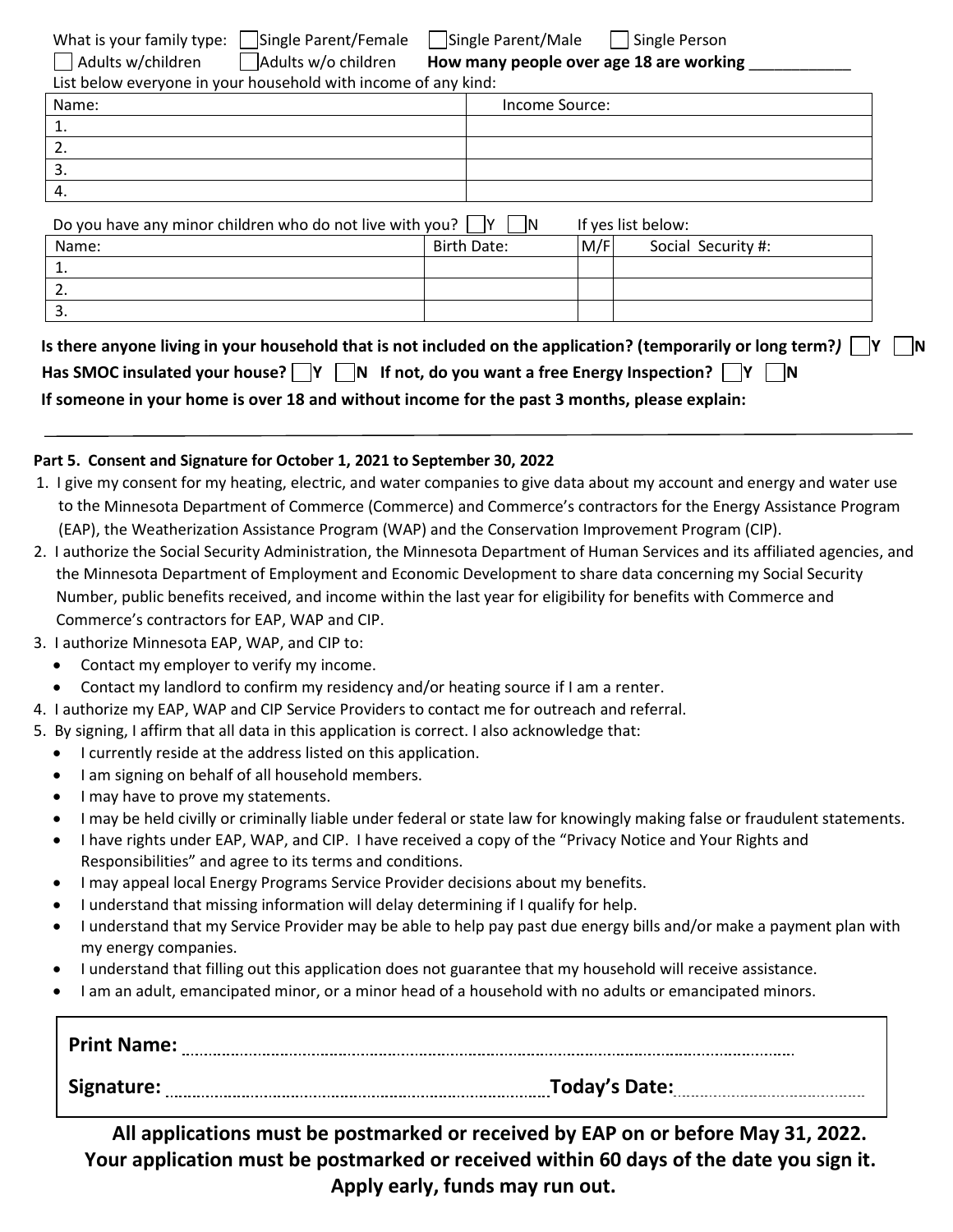What is your family type: ☐ Single Parent/Female ☐ Single Parent/Male ☐ Single Person

☐ Adults w/children ☐ Adults w/o children **How many people over age 18 are working** ___________

List below everyone in your household with income of any kind:

| Name: | Income Source: |
|---|---|
| 1. | |
| 2. | |
| 3. | |
| 4. | |

Do you have any minor children who do not live with you? ☐ Y ☐ N If yes list below:

| Name: | Birth Date: | M/F | Social Security #: |
|---|---|---|---|
| 1. | | | |
| 2. | | | |
| 3. | | | |

**Is there anyone living in your household that is not included on the application? (temporarily or long term?)** ☐ **Y** ☐ **N**

**Has SMOC insulated your house?** ☐ **Y** ☐ **N If not, do you want a free Energy Inspection?** ☐ **Y** ☐ **N**

**If someone in your home is over 18 and without income for the past 3 months, please explain:**

___________________________________________________________________________

**Part 5. Consent and Signature for October 1, 2021 to September 30, 2022**

1. I give my consent for my heating, electric, and water companies to give data about my account and energy and water use to the Minnesota Department of Commerce (Commerce) and Commerce's contractors for the Energy Assistance Program (EAP), the Weatherization Assistance Program (WAP) and the Conservation Improvement Program (CIP).
2. I authorize the Social Security Administration, the Minnesota Department of Human Services and its affiliated agencies, and the Minnesota Department of Employment and Economic Development to share data concerning my Social Security Number, public benefits received, and income within the last year for eligibility for benefits with Commerce and Commerce's contractors for EAP, WAP and CIP.
3. I authorize Minnesota EAP, WAP, and CIP to:
   - Contact my employer to verify my income.
   - Contact my landlord to confirm my residency and/or heating source if I am a renter.
4. I authorize my EAP, WAP and CIP Service Providers to contact me for outreach and referral.
5. By signing, I affirm that all data in this application is correct. I also acknowledge that:
   - I currently reside at the address listed on this application.
   - I am signing on behalf of all household members.
   - I may have to prove my statements.
   - I may be held civilly or criminally liable under federal or state law for knowingly making false or fraudulent statements.
   - I have rights under EAP, WAP, and CIP. I have received a copy of the "Privacy Notice and Your Rights and Responsibilities" and agree to its terms and conditions.
   - I may appeal local Energy Programs Service Provider decisions about my benefits.
   - I understand that missing information will delay determining if I qualify for help.
   - I understand that my Service Provider may be able to help pay past due energy bills and/or make a payment plan with my energy companies.
   - I understand that filling out this application does not guarantee that my household will receive assistance.
   - I am an adult, emancipated minor, or a minor head of a household with no adults or emancipated minors.

**Print Name:** ..............................................................

**Signature:** .............................................. **Today's Date:** ..............................

**All applications must be postmarked or received by EAP on or before May 31, 2022.**
**Your application must be postmarked or received within 60 days of the date you sign it.**
**Apply early, funds may run out.**